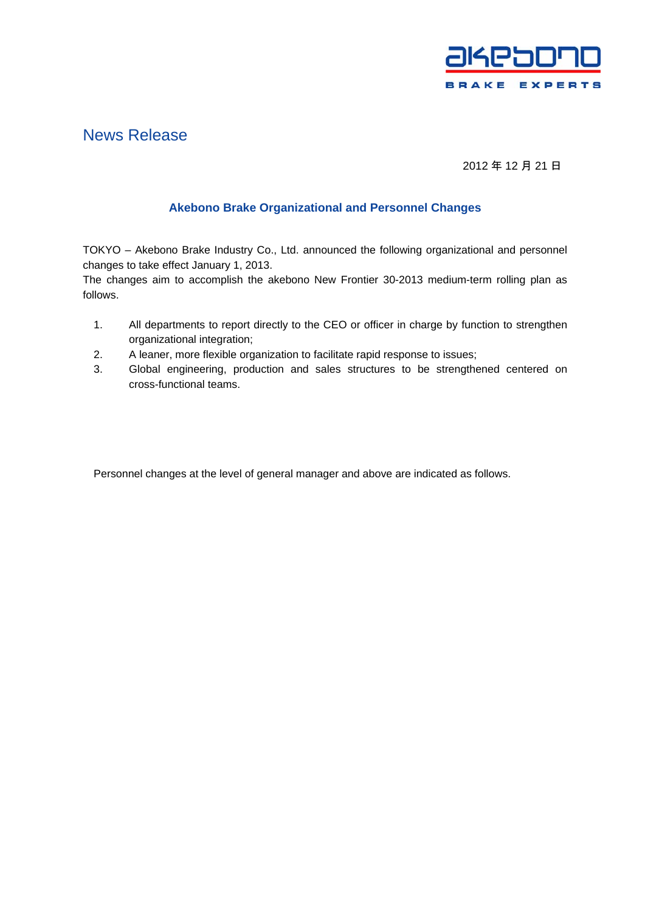akebono

BRAKE EXPERTS

# News Release

2012 年 12 月 21 日

## Akebono Brake Organizational and Personnel Changes

TOKYO – Akebono Brake Industry Co., Ltd. announced the following organizational and personnel changes to take effect January 1, 2013.
The changes aim to accomplish the akebono New Frontier 30-2013 medium-term rolling plan as follows.

1. All departments to report directly to the CEO or officer in charge by function to strengthen organizational integration;
2. A leaner, more flexible organization to facilitate rapid response to issues;
3. Global engineering, production and sales structures to be strengthened centered on cross-functional teams.

Personnel changes at the level of general manager and above are indicated as follows.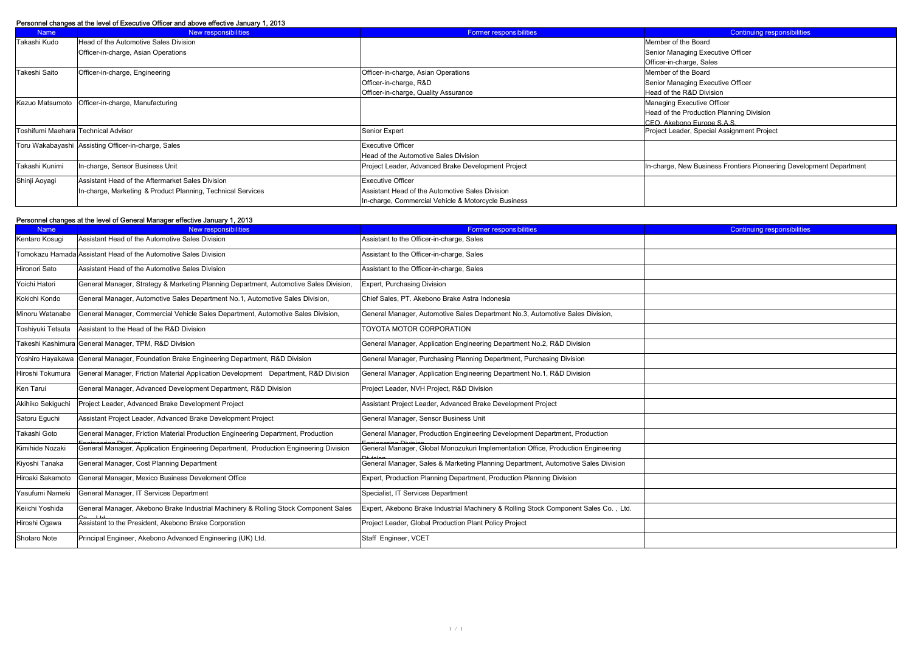### Personnel changes at the level of Executive Officer and above effective January 1, 2013

| Name | New responsibilities | Former responsibilities | Continuing responsibilities |
|---|---|---|---|
| Takashi Kudo | Head of the Automotive Sales Division<br>Officer-in-charge, Asian Operations | | Member of the Board<br>Senior Managing Executive Officer<br>Officer-in-charge, Sales |
| Takeshi Saito | Officer-in-charge, Engineering | Officer-in-charge, Asian Operations<br>Officer-in-charge, R&D<br>Officer-in-charge, Quality Assurance | Member of the Board<br>Senior Managing Executive Officer<br>Head of the R&D Division |
| Kazuo Matsumoto | Officer-in-charge, Manufacturing | | Managing Executive Officer<br>Head of the Production Planning Division<br>CEO, Akebono Europe S.A.S. |
| Toshifumi Maehara | Technical Advisor | Senior Expert | Project Leader, Special Assignment Project |
| Toru Wakabayashi | Assisting Officer-in-charge, Sales | Executive Officer<br>Head of the Automotive Sales Division | |
| Takashi Kunimi | In-charge, Sensor Business Unit | Project Leader, Advanced Brake Development Project | In-charge, New Business Frontiers Pioneering Development Department |
| Shinji Aoyagi | Assistant Head of the Aftermarket Sales Division<br>In-charge, Marketing & Product Planning, Technical Services | Executive Officer<br>Assistant Head of the Automotive Sales Division<br>In-charge, Commercial Vehicle & Motorcycle Business | |

### Personnel changes at the level of General Manager effective January 1, 2013

| Name | New responsibilities | Former responsibilities | Continuing responsibilities |
|---|---|---|---|
| Kentaro Kosugi | Assistant Head of the Automotive Sales Division | Assistant to the Officer-in-charge, Sales | |
| Tomokazu Hamada | Assistant Head of the Automotive Sales Division | Assistant to the Officer-in-charge, Sales | |
| Hironori Sato | Assistant Head of the Automotive Sales Division | Assistant to the Officer-in-charge, Sales | |
| Yoichi Hatori | General Manager, Strategy & Marketing Planning Department, Automotive Sales Division, | Expert, Purchasing Division | |
| Kokichi Kondo | General Manager, Automotive Sales Department No.1, Automotive Sales Division, | Chief Sales, PT. Akebono Brake Astra Indonesia | |
| Minoru Watanabe | General Manager, Commercial Vehicle Sales Department, Automotive Sales Division, | General Manager, Automotive Sales Department No.3, Automotive Sales Division, | |
| Toshiyuki Tetsuta | Assistant to the Head of the R&D Division | TOYOTA MOTOR CORPORATION | |
| Takeshi Kashimura | General Manager, TPM, R&D Division | General Manager, Application Engineering Department No.2, R&D Division | |
| Yoshiro Hayakawa | General Manager, Foundation Brake Engineering Department, R&D Division | General Manager, Purchasing Planning Department, Purchasing Division | |
| Hiroshi Tokumura | General Manager, Friction Material Application Development Department, R&D Division | General Manager, Application Engineering Department No.1, R&D Division | |
| Ken Tarui | General Manager, Advanced Development Department, R&D Division | Project Leader, NVH Project, R&D Division | |
| Akihiko Sekiguchi | Project Leader, Advanced Brake Development Project | Assistant Project Leader, Advanced Brake Development Project | |
| Satoru Eguchi | Assistant Project Leader, Advanced Brake Development Project | General Manager, Sensor Business Unit | |
| Takashi Goto | General Manager, Friction Material Production Engineering Department, Production Engineering Division | General Manager, Production Engineering Development Department, Production Engineering Division | |
| Kimihide Nozaki | General Manager, Application Engineering Department, Production Engineering Division | General Manager, Global Monozukuri Implementation Office, Production Engineering Division | |
| Kiyoshi Tanaka | General Manager, Cost Planning Department | General Manager, Sales & Marketing Planning Department, Automotive Sales Division | |
| Hiroaki Sakamoto | General Manager, Mexico Business Develoment Office | Expert, Production Planning Department, Production Planning Division | |
| Yasufumi Nameki | General Manager, IT Services Department | Specialist, IT Services Department | |
| Keiichi Yoshida | General Manager, Akebono Brake Industrial Machinery & Rolling Stock Component Sales Co., Ltd. | Expert, Akebono Brake Industrial Machinery & Rolling Stock Component Sales Co. , Ltd. | |
| Hiroshi Ogawa | Assistant to the President, Akebono Brake Corporation | Project Leader, Global Production Plant Policy Project | |
| Shotaro Note | Principal Engineer, Akebono Advanced Engineering (UK) Ltd. | Staff Engineer, VCET | |